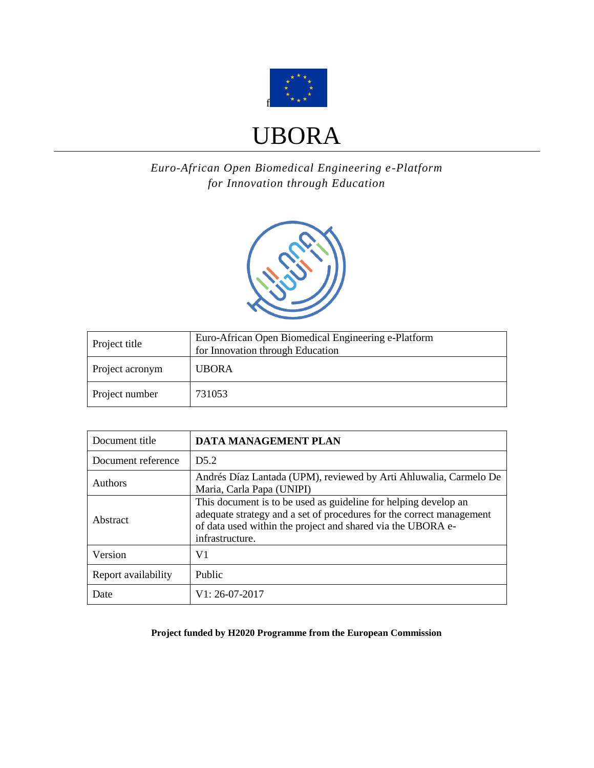# UBORA

*Euro-African Open Biomedical Engineering e-Platform for Innovation through Education*

| Project title | Euro-African Open Biomedical Engineering e-Platform for Innovation through Education |
|---|---|
| Project acronym | UBORA |
| Project number | 731053 |

| Document title | **DATA MANAGEMENT PLAN** |
|---|---|
| Document reference | D5.2 |
| Authors | Andrés Díaz Lantada (UPM), reviewed by Arti Ahluwalia, Carmelo De Maria, Carla Papa (UNIPI) |
| Abstract | This document is to be used as guideline for helping develop an adequate strategy and a set of procedures for the correct management of data used within the project and shared via the UBORA e-infrastructure. |
| Version | V1 |
| Report availability | Public |
| Date | V1: 26-07-2017 |

**Project funded by H2020 Programme from the European Commission**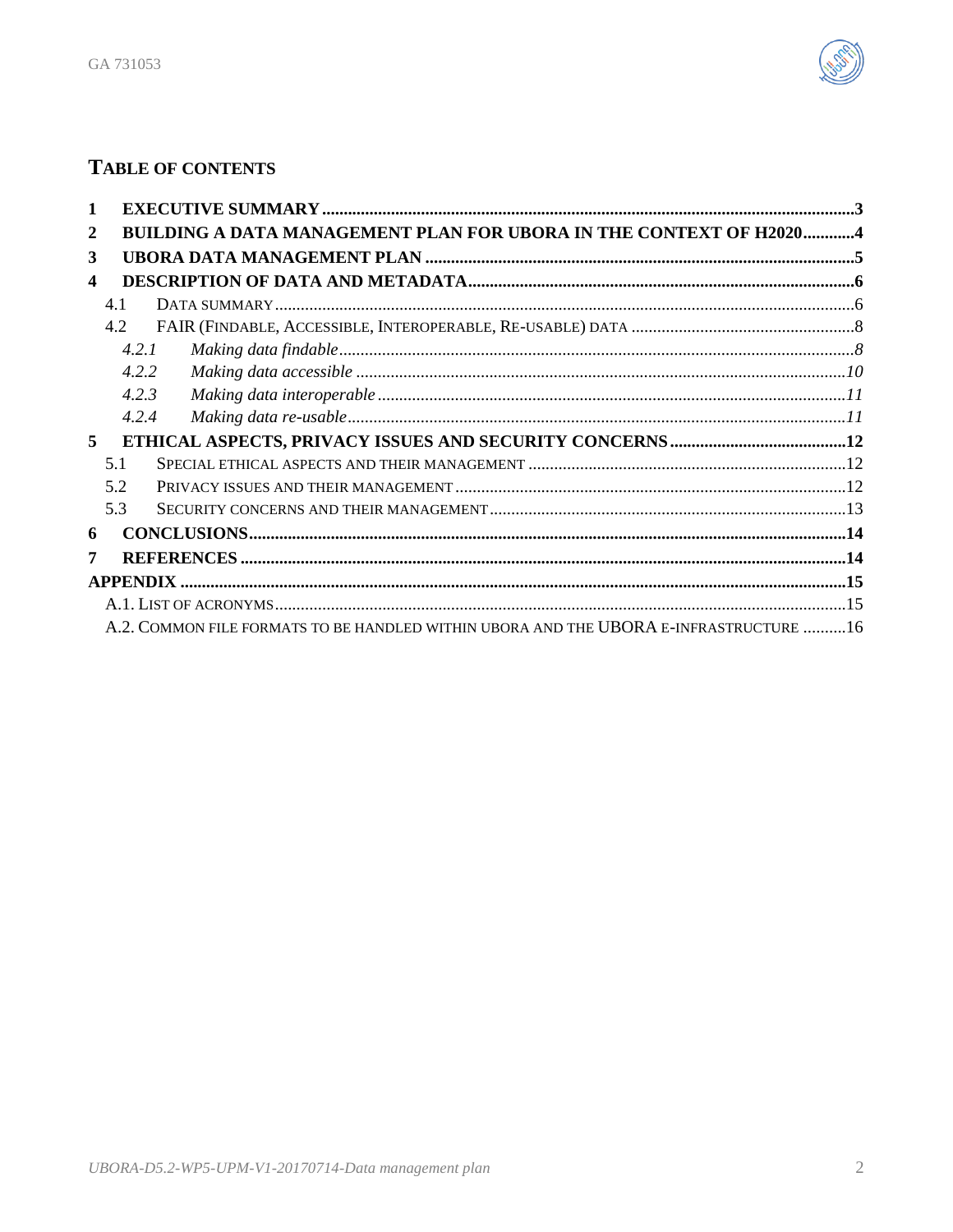# Table of contents

**1 EXECUTIVE SUMMARY** ........ 3

**2 BUILDING A DATA MANAGEMENT PLAN FOR UBORA IN THE CONTEXT OF H2020** ........ 4

**3 UBORA DATA MANAGEMENT PLAN** ........ 5

**4 DESCRIPTION OF DATA AND METADATA** ........ 6

- 4.1 Data summary ........ 6
- 4.2 FAIR (Findable, Accessible, Interoperable, Re-usable) data ........ 8
  - *4.2.1 Making data findable* ........ 8
  - *4.2.2 Making data accessible* ........ 10
  - *4.2.3 Making data interoperable* ........ 11
  - *4.2.4 Making data re-usable* ........ 11

**5 ETHICAL ASPECTS, PRIVACY ISSUES AND SECURITY CONCERNS** ........ 12

- 5.1 Special ethical aspects and their management ........ 12
- 5.2 Privacy issues and their management ........ 12
- 5.3 Security concerns and their management ........ 13

**6 CONCLUSIONS** ........ 14

**7 REFERENCES** ........ 14

**APPENDIX** ........ 15

- A.1. List of acronyms ........ 15
- A.2. Common file formats to be handled within UBORA and the UBORA e-infrastructure ........ 16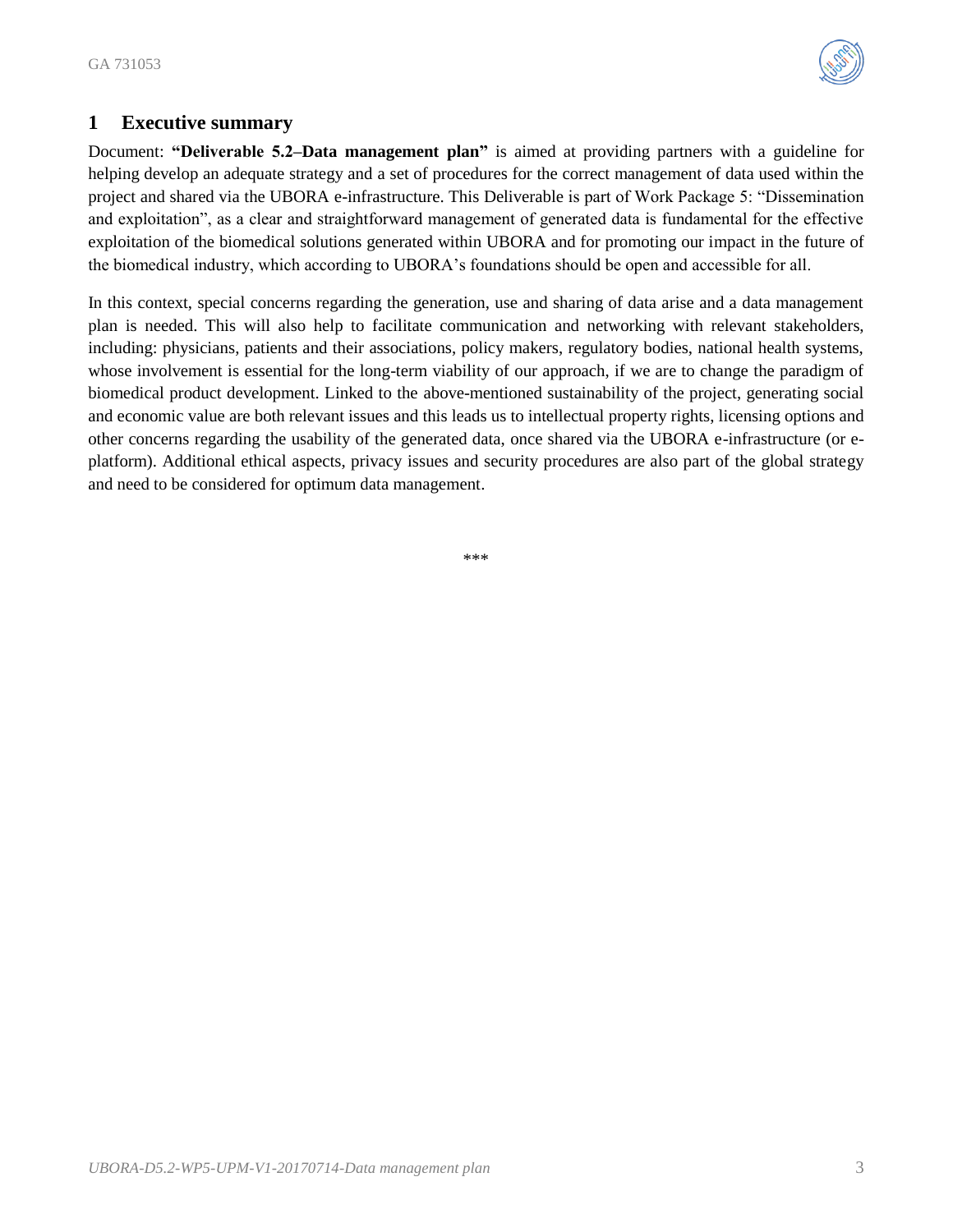# 1 Executive summary

Document: **"Deliverable 5.2–Data management plan"** is aimed at providing partners with a guideline for helping develop an adequate strategy and a set of procedures for the correct management of data used within the project and shared via the UBORA e-infrastructure. This Deliverable is part of Work Package 5: "Dissemination and exploitation", as a clear and straightforward management of generated data is fundamental for the effective exploitation of the biomedical solutions generated within UBORA and for promoting our impact in the future of the biomedical industry, which according to UBORA's foundations should be open and accessible for all.

In this context, special concerns regarding the generation, use and sharing of data arise and a data management plan is needed. This will also help to facilitate communication and networking with relevant stakeholders, including: physicians, patients and their associations, policy makers, regulatory bodies, national health systems, whose involvement is essential for the long-term viability of our approach, if we are to change the paradigm of biomedical product development. Linked to the above-mentioned sustainability of the project, generating social and economic value are both relevant issues and this leads us to intellectual property rights, licensing options and other concerns regarding the usability of the generated data, once shared via the UBORA e-infrastructure (or e-platform). Additional ethical aspects, privacy issues and security procedures are also part of the global strategy and need to be considered for optimum data management.

***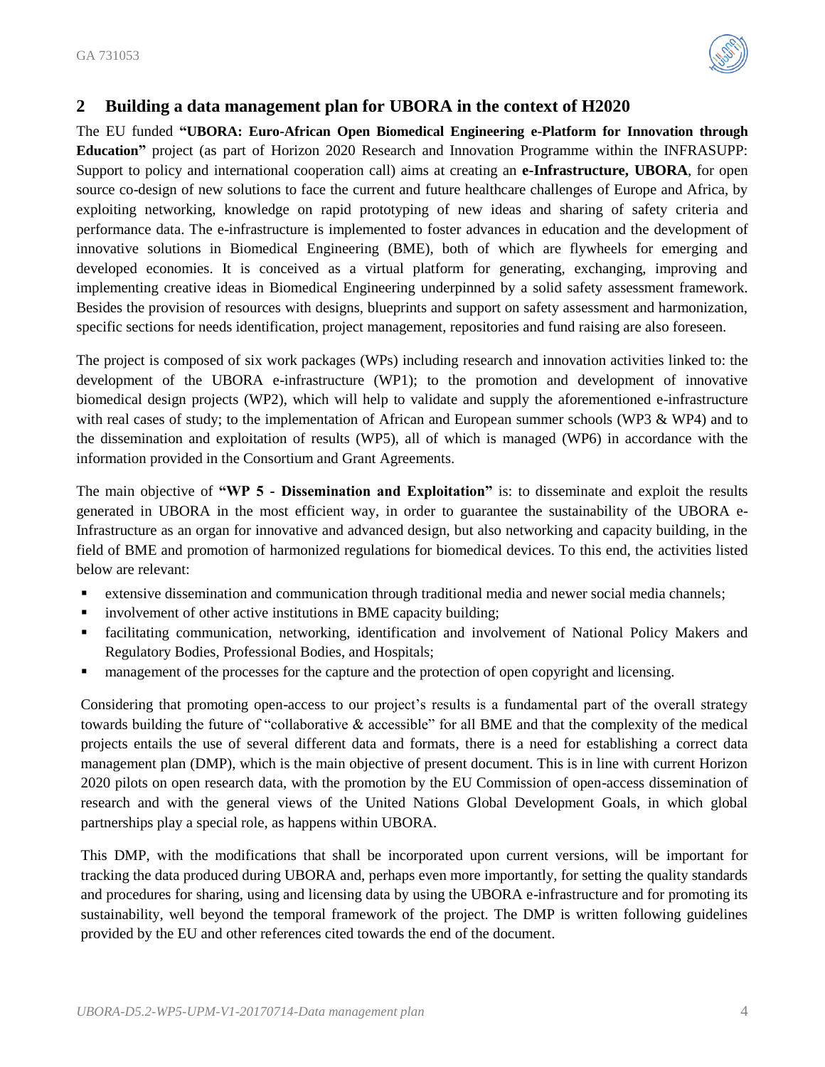## 2 Building a data management plan for UBORA in the context of H2020

The EU funded **"UBORA: Euro-African Open Biomedical Engineering e-Platform for Innovation through Education"** project (as part of Horizon 2020 Research and Innovation Programme within the INFRASUPP: Support to policy and international cooperation call) aims at creating an **e-Infrastructure, UBORA**, for open source co-design of new solutions to face the current and future healthcare challenges of Europe and Africa, by exploiting networking, knowledge on rapid prototyping of new ideas and sharing of safety criteria and performance data. The e-infrastructure is implemented to foster advances in education and the development of innovative solutions in Biomedical Engineering (BME), both of which are flywheels for emerging and developed economies. It is conceived as a virtual platform for generating, exchanging, improving and implementing creative ideas in Biomedical Engineering underpinned by a solid safety assessment framework. Besides the provision of resources with designs, blueprints and support on safety assessment and harmonization, specific sections for needs identification, project management, repositories and fund raising are also foreseen.

The project is composed of six work packages (WPs) including research and innovation activities linked to: the development of the UBORA e-infrastructure (WP1); to the promotion and development of innovative biomedical design projects (WP2), which will help to validate and supply the aforementioned e-infrastructure with real cases of study; to the implementation of African and European summer schools (WP3 & WP4) and to the dissemination and exploitation of results (WP5), all of which is managed (WP6) in accordance with the information provided in the Consortium and Grant Agreements.

The main objective of **"WP 5 - Dissemination and Exploitation"** is: to disseminate and exploit the results generated in UBORA in the most efficient way, in order to guarantee the sustainability of the UBORA e-Infrastructure as an organ for innovative and advanced design, but also networking and capacity building, in the field of BME and promotion of harmonized regulations for biomedical devices. To this end, the activities listed below are relevant:

- extensive dissemination and communication through traditional media and newer social media channels;
- involvement of other active institutions in BME capacity building;
- facilitating communication, networking, identification and involvement of National Policy Makers and Regulatory Bodies, Professional Bodies, and Hospitals;
- management of the processes for the capture and the protection of open copyright and licensing.

Considering that promoting open-access to our project's results is a fundamental part of the overall strategy towards building the future of "collaborative & accessible" for all BME and that the complexity of the medical projects entails the use of several different data and formats, there is a need for establishing a correct data management plan (DMP), which is the main objective of present document. This is in line with current Horizon 2020 pilots on open research data, with the promotion by the EU Commission of open-access dissemination of research and with the general views of the United Nations Global Development Goals, in which global partnerships play a special role, as happens within UBORA.

This DMP, with the modifications that shall be incorporated upon current versions, will be important for tracking the data produced during UBORA and, perhaps even more importantly, for setting the quality standards and procedures for sharing, using and licensing data by using the UBORA e-infrastructure and for promoting its sustainability, well beyond the temporal framework of the project. The DMP is written following guidelines provided by the EU and other references cited towards the end of the document.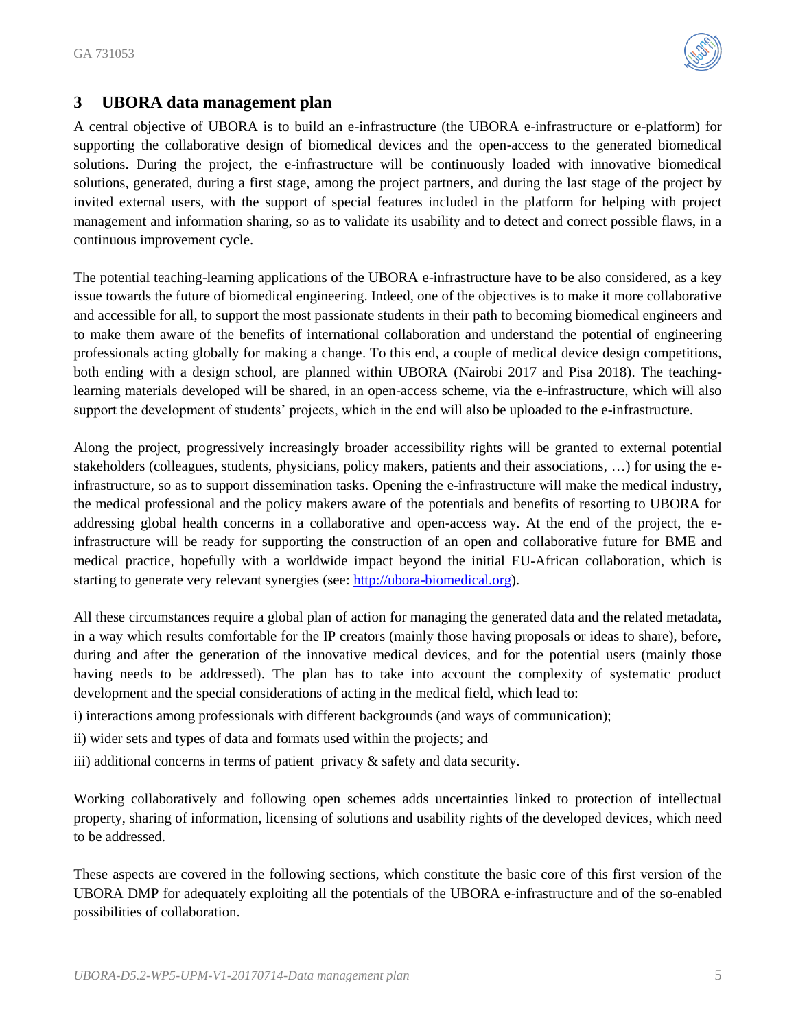# 3 UBORA data management plan

A central objective of UBORA is to build an e-infrastructure (the UBORA e-infrastructure or e-platform) for supporting the collaborative design of biomedical devices and the open-access to the generated biomedical solutions. During the project, the e-infrastructure will be continuously loaded with innovative biomedical solutions, generated, during a first stage, among the project partners, and during the last stage of the project by invited external users, with the support of special features included in the platform for helping with project management and information sharing, so as to validate its usability and to detect and correct possible flaws, in a continuous improvement cycle.

The potential teaching-learning applications of the UBORA e-infrastructure have to be also considered, as a key issue towards the future of biomedical engineering. Indeed, one of the objectives is to make it more collaborative and accessible for all, to support the most passionate students in their path to becoming biomedical engineers and to make them aware of the benefits of international collaboration and understand the potential of engineering professionals acting globally for making a change. To this end, a couple of medical device design competitions, both ending with a design school, are planned within UBORA (Nairobi 2017 and Pisa 2018). The teaching-learning materials developed will be shared, in an open-access scheme, via the e-infrastructure, which will also support the development of students' projects, which in the end will also be uploaded to the e-infrastructure.

Along the project, progressively increasingly broader accessibility rights will be granted to external potential stakeholders (colleagues, students, physicians, policy makers, patients and their associations, …) for using the e-infrastructure, so as to support dissemination tasks. Opening the e-infrastructure will make the medical industry, the medical professional and the policy makers aware of the potentials and benefits of resorting to UBORA for addressing global health concerns in a collaborative and open-access way. At the end of the project, the e-infrastructure will be ready for supporting the construction of an open and collaborative future for BME and medical practice, hopefully with a worldwide impact beyond the initial EU-African collaboration, which is starting to generate very relevant synergies (see: [http://ubora-biomedical.org](http://ubora-biomedical.org)).

All these circumstances require a global plan of action for managing the generated data and the related metadata, in a way which results comfortable for the IP creators (mainly those having proposals or ideas to share), before, during and after the generation of the innovative medical devices, and for the potential users (mainly those having needs to be addressed). The plan has to take into account the complexity of systematic product development and the special considerations of acting in the medical field, which lead to:

i) interactions among professionals with different backgrounds (and ways of communication);

ii) wider sets and types of data and formats used within the projects; and

iii) additional concerns in terms of patient privacy & safety and data security.

Working collaboratively and following open schemes adds uncertainties linked to protection of intellectual property, sharing of information, licensing of solutions and usability rights of the developed devices, which need to be addressed.

These aspects are covered in the following sections, which constitute the basic core of this first version of the UBORA DMP for adequately exploiting all the potentials of the UBORA e-infrastructure and of the so-enabled possibilities of collaboration.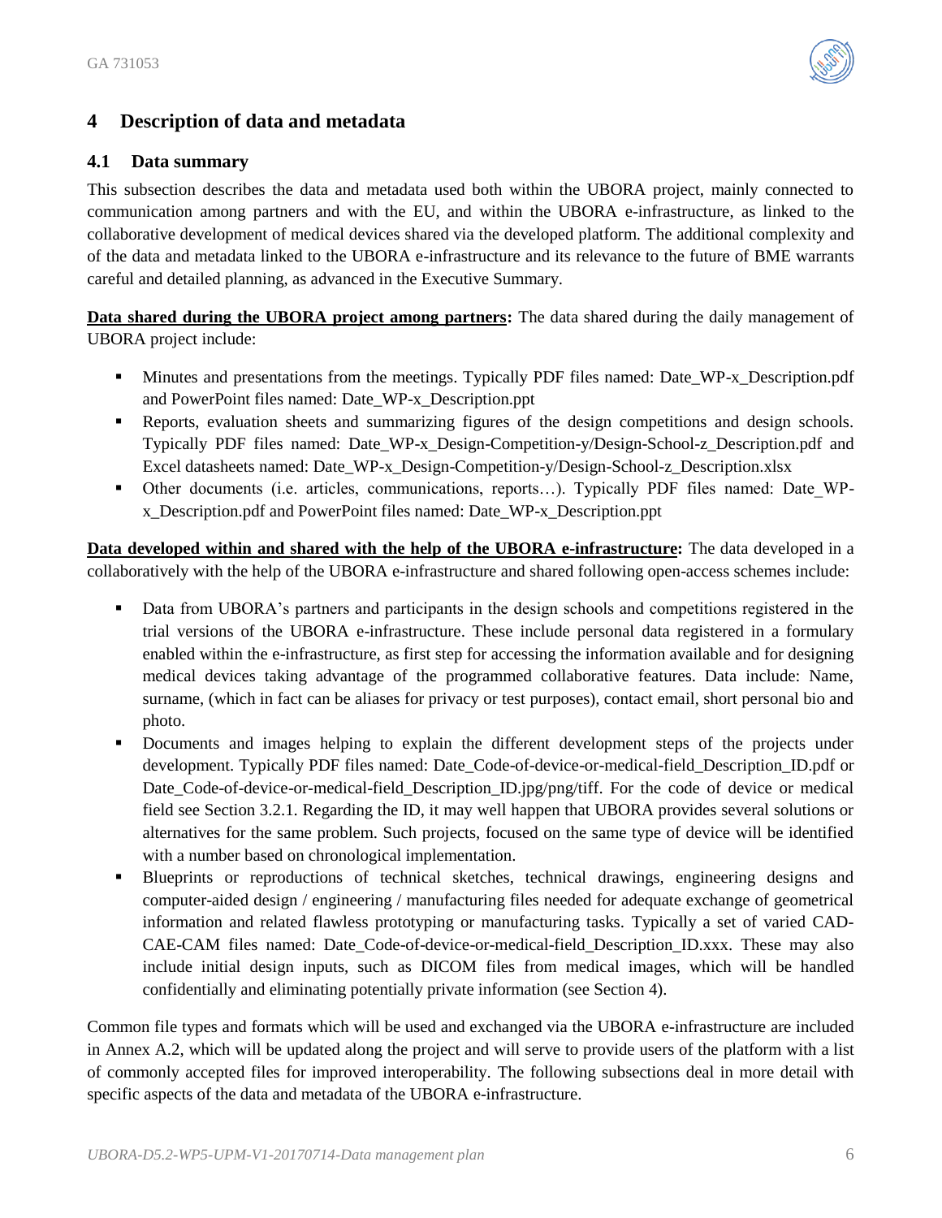# 4 Description of data and metadata

## 4.1 Data summary

This subsection describes the data and metadata used both within the UBORA project, mainly connected to communication among partners and with the EU, and within the UBORA e-infrastructure, as linked to the collaborative development of medical devices shared via the developed platform. The additional complexity and of the data and metadata linked to the UBORA e-infrastructure and its relevance to the future of BME warrants careful and detailed planning, as advanced in the Executive Summary.

**Data shared during the UBORA project among partners:** The data shared during the daily management of UBORA project include:

- Minutes and presentations from the meetings. Typically PDF files named: Date_WP-x_Description.pdf and PowerPoint files named: Date_WP-x_Description.ppt
- Reports, evaluation sheets and summarizing figures of the design competitions and design schools. Typically PDF files named: Date_WP-x_Design-Competition-y/Design-School-z_Description.pdf and Excel datasheets named: Date_WP-x_Design-Competition-y/Design-School-z_Description.xlsx
- Other documents (i.e. articles, communications, reports…). Typically PDF files named: Date_WP-x_Description.pdf and PowerPoint files named: Date_WP-x_Description.ppt

**Data developed within and shared with the help of the UBORA e-infrastructure:** The data developed in a collaboratively with the help of the UBORA e-infrastructure and shared following open-access schemes include:

- Data from UBORA's partners and participants in the design schools and competitions registered in the trial versions of the UBORA e-infrastructure. These include personal data registered in a formulary enabled within the e-infrastructure, as first step for accessing the information available and for designing medical devices taking advantage of the programmed collaborative features. Data include: Name, surname, (which in fact can be aliases for privacy or test purposes), contact email, short personal bio and photo.
- Documents and images helping to explain the different development steps of the projects under development. Typically PDF files named: Date_Code-of-device-or-medical-field_Description_ID.pdf or Date_Code-of-device-or-medical-field_Description_ID.jpg/png/tiff. For the code of device or medical field see Section 3.2.1. Regarding the ID, it may well happen that UBORA provides several solutions or alternatives for the same problem. Such projects, focused on the same type of device will be identified with a number based on chronological implementation.
- Blueprints or reproductions of technical sketches, technical drawings, engineering designs and computer-aided design / engineering / manufacturing files needed for adequate exchange of geometrical information and related flawless prototyping or manufacturing tasks. Typically a set of varied CAD-CAE-CAM files named: Date_Code-of-device-or-medical-field_Description_ID.xxx. These may also include initial design inputs, such as DICOM files from medical images, which will be handled confidentially and eliminating potentially private information (see Section 4).

Common file types and formats which will be used and exchanged via the UBORA e-infrastructure are included in Annex A.2, which will be updated along the project and will serve to provide users of the platform with a list of commonly accepted files for improved interoperability. The following subsections deal in more detail with specific aspects of the data and metadata of the UBORA e-infrastructure.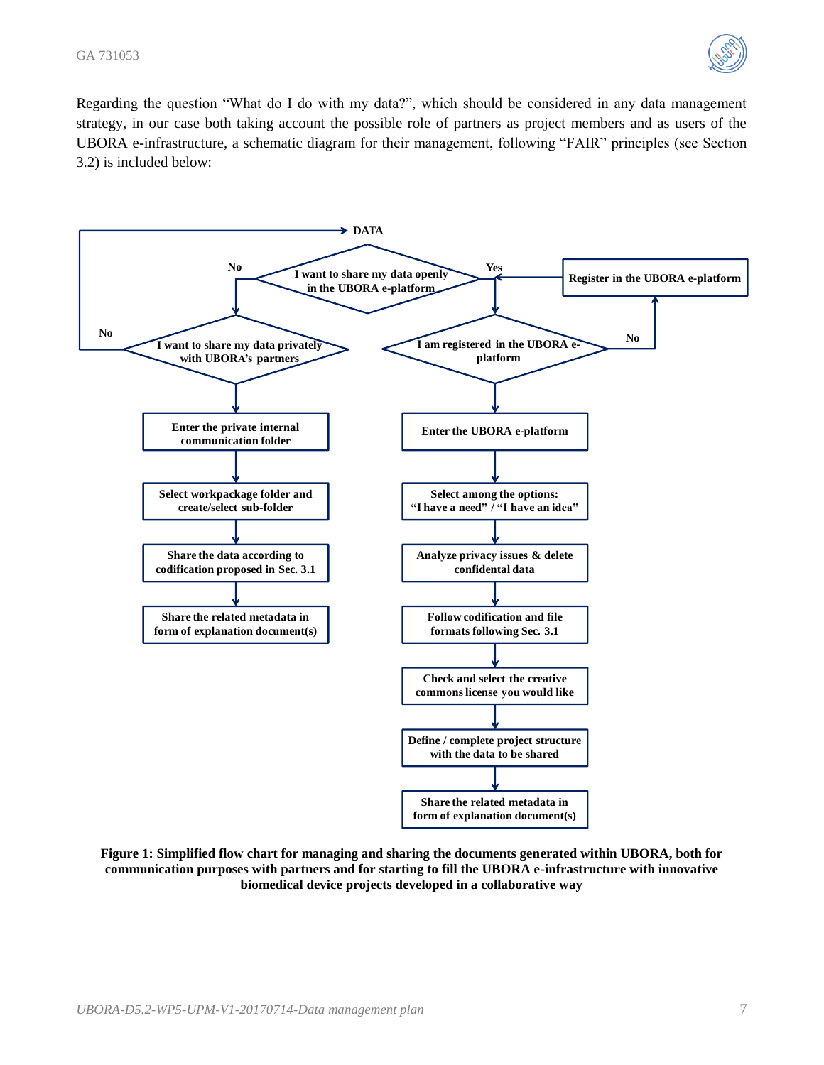Regarding the question "What do I do with my data?", which should be considered in any data management strategy, in our case both taking account the possible role of partners as project members and as users of the UBORA e-infrastructure, a schematic diagram for their management, following "FAIR" principles (see Section 3.2) is included below:

**DATA**

**I want to share my data openly in the UBORA e-platform**

- **No** → **I want to share my data privately with UBORA's partners**
  - **No** → back to **DATA**
  - Enter the private internal communication folder
  - Select workpackage folder and create/select sub-folder
  - Share the data according to codification proposed in Sec. 3.1
  - Share the related metadata in form of explanation document(s)
- **Yes** → **I am registered in the UBORA e-platform**
  - **No** → Register in the UBORA e-platform → back to **I am registered in the UBORA e-platform**
  - Enter the UBORA e-platform
  - Select among the options: "I have a need" / "I have an idea"
  - Analyze privacy issues & delete confidental data
  - Follow codification and file formats following Sec. 3.1
  - Check and select the creative commons license you would like
  - Define / complete project structure with the data to be shared
  - Share the related metadata in form of explanation document(s)

**Figure 1: Simplified flow chart for managing and sharing the documents generated within UBORA, both for communication purposes with partners and for starting to fill the UBORA e-infrastructure with innovative biomedical device projects developed in a collaborative way**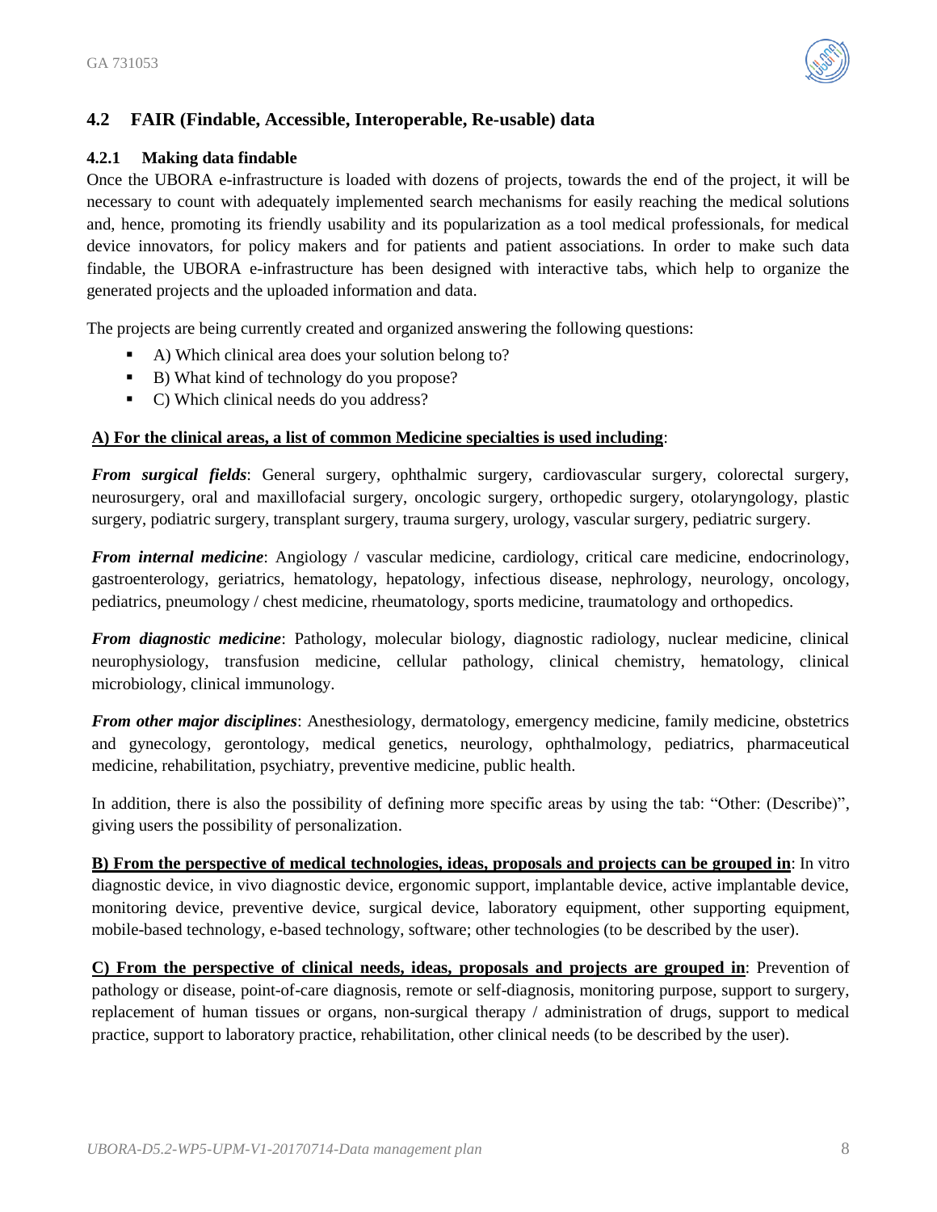## 4.2 FAIR (Findable, Accessible, Interoperable, Re-usable) data

### 4.2.1 Making data findable

Once the UBORA e-infrastructure is loaded with dozens of projects, towards the end of the project, it will be necessary to count with adequately implemented search mechanisms for easily reaching the medical solutions and, hence, promoting its friendly usability and its popularization as a tool medical professionals, for medical device innovators, for policy makers and for patients and patient associations. In order to make such data findable, the UBORA e-infrastructure has been designed with interactive tabs, which help to organize the generated projects and the uploaded information and data.

The projects are being currently created and organized answering the following questions:

- A) Which clinical area does your solution belong to?
- B) What kind of technology do you propose?
- C) Which clinical needs do you address?

**A) For the clinical areas, a list of common Medicine specialties is used including**:

***From surgical fields***: General surgery, ophthalmic surgery, cardiovascular surgery, colorectal surgery, neurosurgery, oral and maxillofacial surgery, oncologic surgery, orthopedic surgery, otolaryngology, plastic surgery, podiatric surgery, transplant surgery, trauma surgery, urology, vascular surgery, pediatric surgery.

***From internal medicine***: Angiology / vascular medicine, cardiology, critical care medicine, endocrinology, gastroenterology, geriatrics, hematology, hepatology, infectious disease, nephrology, neurology, oncology, pediatrics, pneumology / chest medicine, rheumatology, sports medicine, traumatology and orthopedics.

***From diagnostic medicine***: Pathology, molecular biology, diagnostic radiology, nuclear medicine, clinical neurophysiology, transfusion medicine, cellular pathology, clinical chemistry, hematology, clinical microbiology, clinical immunology.

***From other major disciplines***: Anesthesiology, dermatology, emergency medicine, family medicine, obstetrics and gynecology, gerontology, medical genetics, neurology, ophthalmology, pediatrics, pharmaceutical medicine, rehabilitation, psychiatry, preventive medicine, public health.

In addition, there is also the possibility of defining more specific areas by using the tab: "Other: (Describe)", giving users the possibility of personalization.

**B) From the perspective of medical technologies, ideas, proposals and projects can be grouped in**: In vitro diagnostic device, in vivo diagnostic device, ergonomic support, implantable device, active implantable device, monitoring device, preventive device, surgical device, laboratory equipment, other supporting equipment, mobile-based technology, e-based technology, software; other technologies (to be described by the user).

**C) From the perspective of clinical needs, ideas, proposals and projects are grouped in**: Prevention of pathology or disease, point-of-care diagnosis, remote or self-diagnosis, monitoring purpose, support to surgery, replacement of human tissues or organs, non-surgical therapy / administration of drugs, support to medical practice, support to laboratory practice, rehabilitation, other clinical needs (to be described by the user).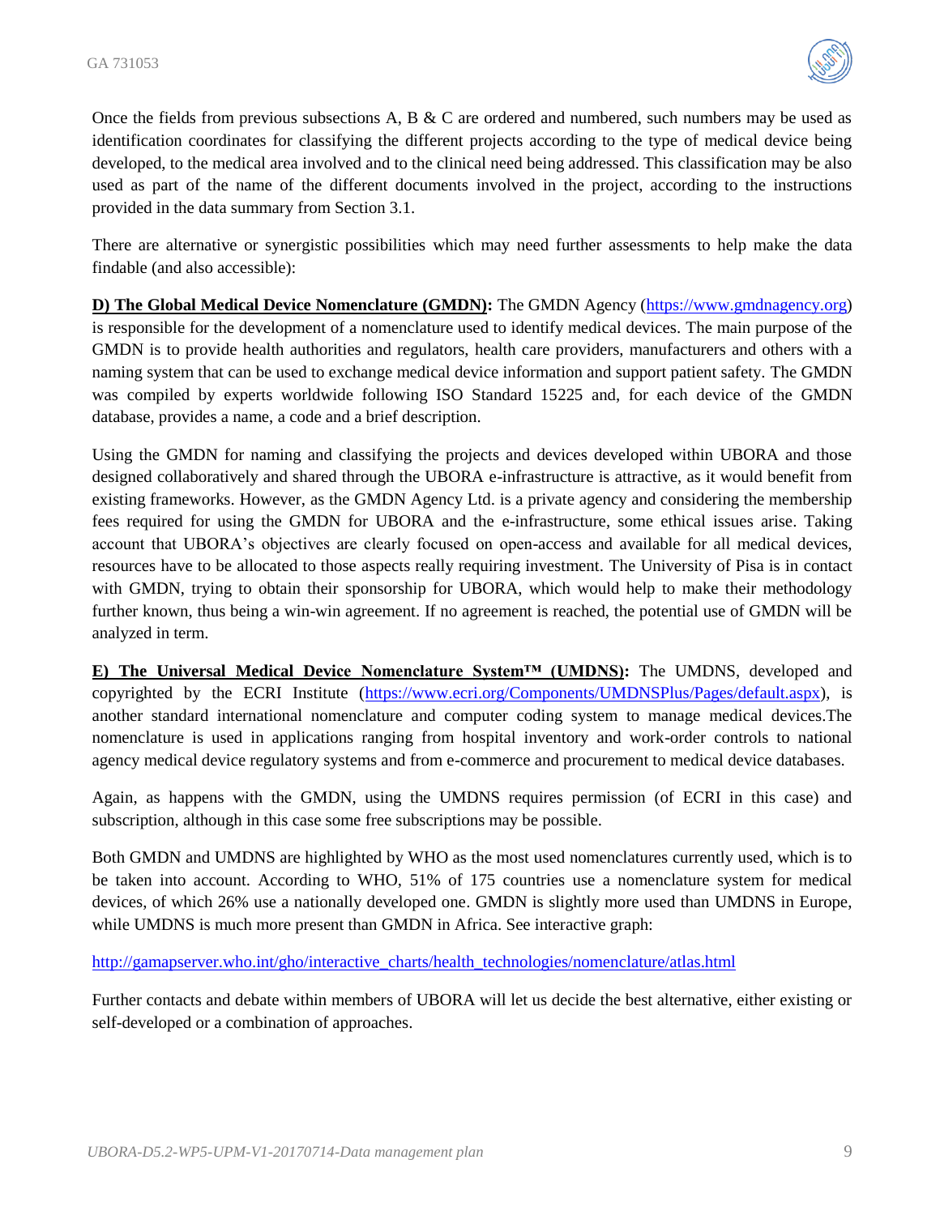Once the fields from previous subsections A, B & C are ordered and numbered, such numbers may be used as identification coordinates for classifying the different projects according to the type of medical device being developed, to the medical area involved and to the clinical need being addressed. This classification may be also used as part of the name of the different documents involved in the project, according to the instructions provided in the data summary from Section 3.1.

There are alternative or synergistic possibilities which may need further assessments to help make the data findable (and also accessible):

**D) The Global Medical Device Nomenclature (GMDN):** The GMDN Agency (https://www.gmdnagency.org) is responsible for the development of a nomenclature used to identify medical devices. The main purpose of the GMDN is to provide health authorities and regulators, health care providers, manufacturers and others with a naming system that can be used to exchange medical device information and support patient safety. The GMDN was compiled by experts worldwide following ISO Standard 15225 and, for each device of the GMDN database, provides a name, a code and a brief description.

Using the GMDN for naming and classifying the projects and devices developed within UBORA and those designed collaboratively and shared through the UBORA e-infrastructure is attractive, as it would benefit from existing frameworks. However, as the GMDN Agency Ltd. is a private agency and considering the membership fees required for using the GMDN for UBORA and the e-infrastructure, some ethical issues arise. Taking account that UBORA's objectives are clearly focused on open-access and available for all medical devices, resources have to be allocated to those aspects really requiring investment. The University of Pisa is in contact with GMDN, trying to obtain their sponsorship for UBORA, which would help to make their methodology further known, thus being a win-win agreement. If no agreement is reached, the potential use of GMDN will be analyzed in term.

**E) The Universal Medical Device Nomenclature System™ (UMDNS):** The UMDNS, developed and copyrighted by the ECRI Institute (https://www.ecri.org/Components/UMDNSPlus/Pages/default.aspx), is another standard international nomenclature and computer coding system to manage medical devices.The nomenclature is used in applications ranging from hospital inventory and work-order controls to national agency medical device regulatory systems and from e-commerce and procurement to medical device databases.

Again, as happens with the GMDN, using the UMDNS requires permission (of ECRI in this case) and subscription, although in this case some free subscriptions may be possible.

Both GMDN and UMDNS are highlighted by WHO as the most used nomenclatures currently used, which is to be taken into account. According to WHO, 51% of 175 countries use a nomenclature system for medical devices, of which 26% use a nationally developed one. GMDN is slightly more used than UMDNS in Europe, while UMDNS is much more present than GMDN in Africa. See interactive graph:

http://gamapserver.who.int/gho/interactive_charts/health_technologies/nomenclature/atlas.html

Further contacts and debate within members of UBORA will let us decide the best alternative, either existing or self-developed or a combination of approaches.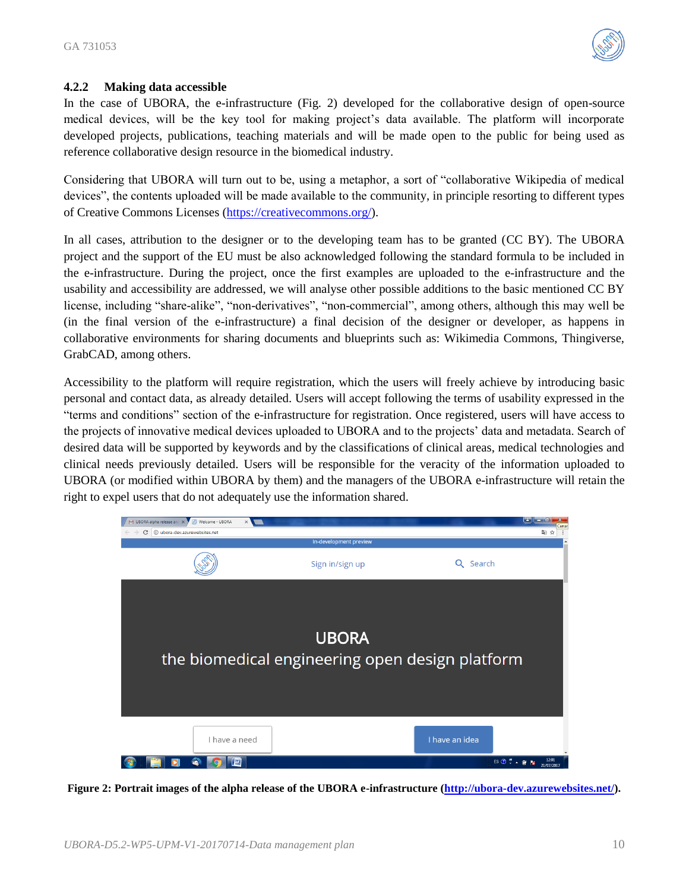### 4.2.2 Making data accessible

In the case of UBORA, the e-infrastructure (Fig. 2) developed for the collaborative design of open-source medical devices, will be the key tool for making project's data available. The platform will incorporate developed projects, publications, teaching materials and will be made open to the public for being used as reference collaborative design resource in the biomedical industry.

Considering that UBORA will turn out to be, using a metaphor, a sort of "collaborative Wikipedia of medical devices", the contents uploaded will be made available to the community, in principle resorting to different types of Creative Commons Licenses (https://creativecommons.org/).

In all cases, attribution to the designer or to the developing team has to be granted (CC BY). The UBORA project and the support of the EU must be also acknowledged following the standard formula to be included in the e-infrastructure. During the project, once the first examples are uploaded to the e-infrastructure and the usability and accessibility are addressed, we will analyse other possible additions to the basic mentioned CC BY license, including "share-alike", "non-derivatives", "non-commercial", among others, although this may well be (in the final version of the e-infrastructure) a final decision of the designer or developer, as happens in collaborative environments for sharing documents and blueprints such as: Wikimedia Commons, Thingiverse, GrabCAD, among others.

Accessibility to the platform will require registration, which the users will freely achieve by introducing basic personal and contact data, as already detailed. Users will accept following the terms of usability expressed in the "terms and conditions" section of the e-infrastructure for registration. Once registered, users will have access to the projects of innovative medical devices uploaded to UBORA and to the projects' data and metadata. Search of desired data will be supported by keywords and by the classifications of clinical areas, medical technologies and clinical needs previously detailed. Users will be responsible for the veracity of the information uploaded to UBORA (or modified within UBORA by them) and the managers of the UBORA e-infrastructure will retain the right to expel users that do not adequately use the information shared.

**Figure 2: Portrait images of the alpha release of the UBORA e-infrastructure (http://ubora-dev.azurewebsites.net/).**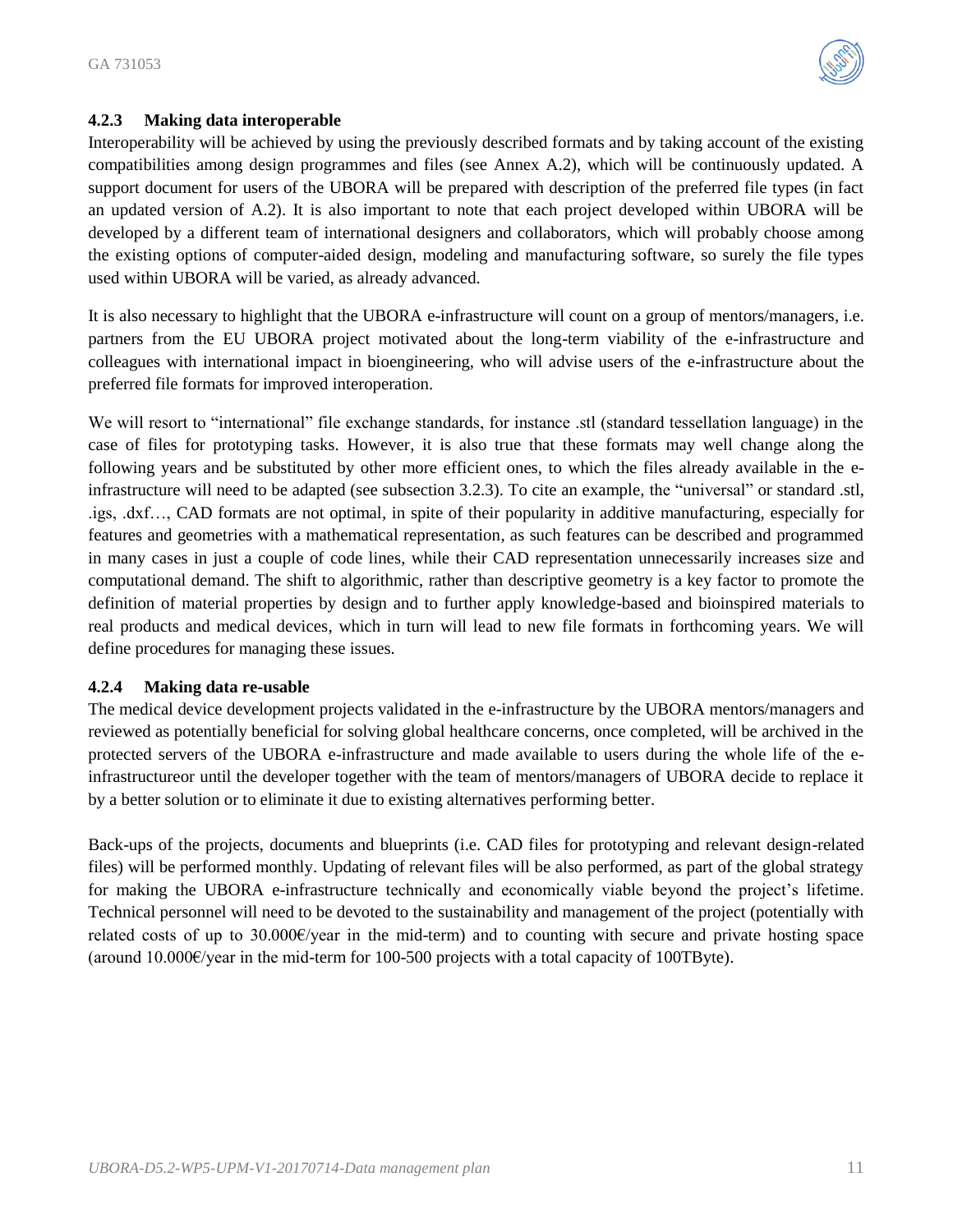#### 4.2.3 Making data interoperable

Interoperability will be achieved by using the previously described formats and by taking account of the existing compatibilities among design programmes and files (see Annex A.2), which will be continuously updated. A support document for users of the UBORA will be prepared with description of the preferred file types (in fact an updated version of A.2). It is also important to note that each project developed within UBORA will be developed by a different team of international designers and collaborators, which will probably choose among the existing options of computer-aided design, modeling and manufacturing software, so surely the file types used within UBORA will be varied, as already advanced.

It is also necessary to highlight that the UBORA e-infrastructure will count on a group of mentors/managers, i.e. partners from the EU UBORA project motivated about the long-term viability of the e-infrastructure and colleagues with international impact in bioengineering, who will advise users of the e-infrastructure about the preferred file formats for improved interoperation.

We will resort to "international" file exchange standards, for instance .stl (standard tessellation language) in the case of files for prototyping tasks. However, it is also true that these formats may well change along the following years and be substituted by other more efficient ones, to which the files already available in the e-infrastructure will need to be adapted (see subsection 3.2.3). To cite an example, the "universal" or standard .stl, .igs, .dxf…, CAD formats are not optimal, in spite of their popularity in additive manufacturing, especially for features and geometries with a mathematical representation, as such features can be described and programmed in many cases in just a couple of code lines, while their CAD representation unnecessarily increases size and computational demand. The shift to algorithmic, rather than descriptive geometry is a key factor to promote the definition of material properties by design and to further apply knowledge-based and bioinspired materials to real products and medical devices, which in turn will lead to new file formats in forthcoming years. We will define procedures for managing these issues.

#### 4.2.4 Making data re-usable

The medical device development projects validated in the e-infrastructure by the UBORA mentors/managers and reviewed as potentially beneficial for solving global healthcare concerns, once completed, will be archived in the protected servers of the UBORA e-infrastructure and made available to users during the whole life of the e-infrastructureor until the developer together with the team of mentors/managers of UBORA decide to replace it by a better solution or to eliminate it due to existing alternatives performing better.

Back-ups of the projects, documents and blueprints (i.e. CAD files for prototyping and relevant design-related files) will be performed monthly. Updating of relevant files will be also performed, as part of the global strategy for making the UBORA e-infrastructure technically and economically viable beyond the project's lifetime. Technical personnel will need to be devoted to the sustainability and management of the project (potentially with related costs of up to 30.000€/year in the mid-term) and to counting with secure and private hosting space (around 10.000€/year in the mid-term for 100-500 projects with a total capacity of 100TByte).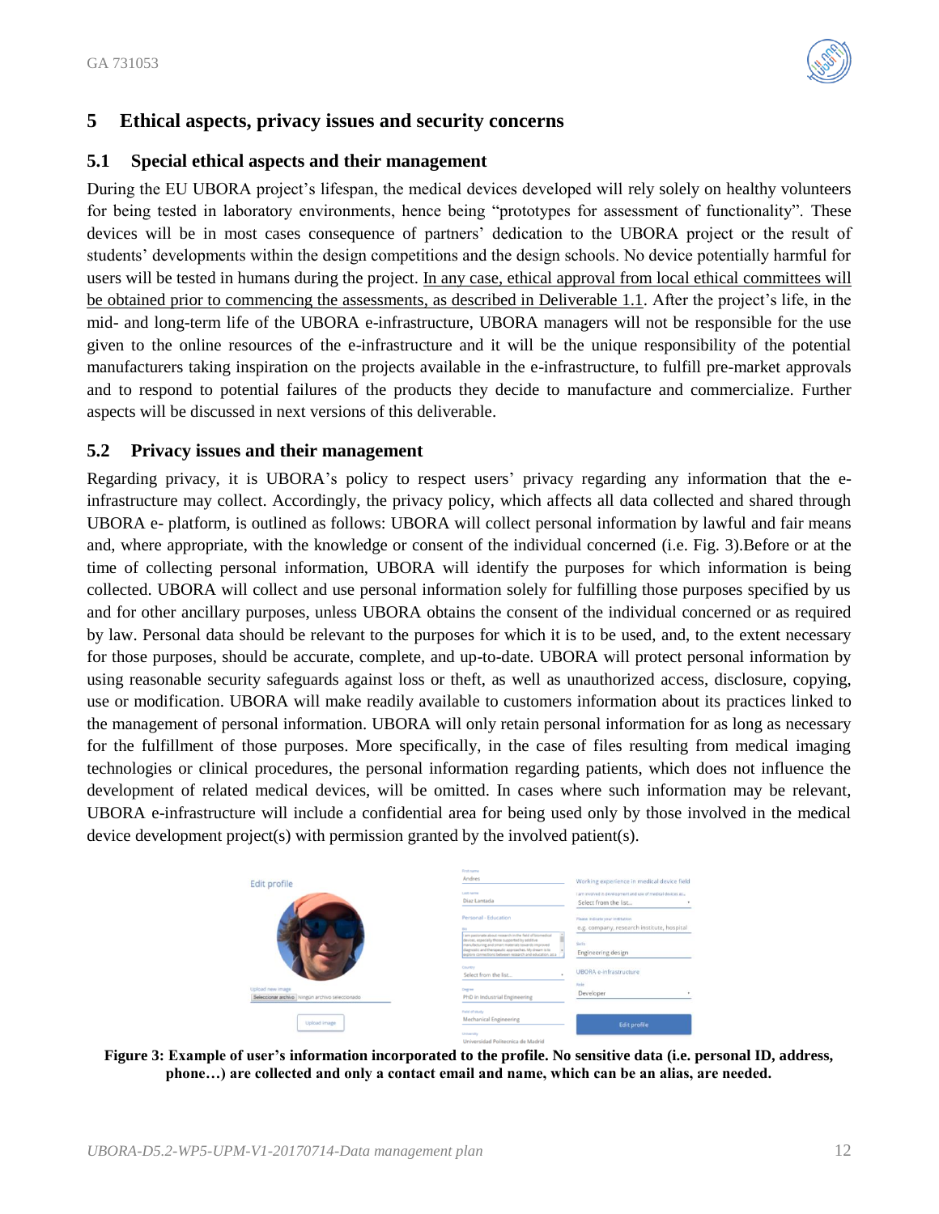# 5 Ethical aspects, privacy issues and security concerns

## 5.1 Special ethical aspects and their management

During the EU UBORA project's lifespan, the medical devices developed will rely solely on healthy volunteers for being tested in laboratory environments, hence being "prototypes for assessment of functionality". These devices will be in most cases consequence of partners' dedication to the UBORA project or the result of students' developments within the design competitions and the design schools. No device potentially harmful for users will be tested in humans during the project. In any case, ethical approval from local ethical committees will be obtained prior to commencing the assessments, as described in Deliverable 1.1. After the project's life, in the mid- and long-term life of the UBORA e-infrastructure, UBORA managers will not be responsible for the use given to the online resources of the e-infrastructure and it will be the unique responsibility of the potential manufacturers taking inspiration on the projects available in the e-infrastructure, to fulfill pre-market approvals and to respond to potential failures of the products they decide to manufacture and commercialize. Further aspects will be discussed in next versions of this deliverable.

## 5.2 Privacy issues and their management

Regarding privacy, it is UBORA's policy to respect users' privacy regarding any information that the e-infrastructure may collect. Accordingly, the privacy policy, which affects all data collected and shared through UBORA e- platform, is outlined as follows: UBORA will collect personal information by lawful and fair means and, where appropriate, with the knowledge or consent of the individual concerned (i.e. Fig. 3).Before or at the time of collecting personal information, UBORA will identify the purposes for which information is being collected. UBORA will collect and use personal information solely for fulfilling those purposes specified by us and for other ancillary purposes, unless UBORA obtains the consent of the individual concerned or as required by law. Personal data should be relevant to the purposes for which it is to be used, and, to the extent necessary for those purposes, should be accurate, complete, and up-to-date. UBORA will protect personal information by using reasonable security safeguards against loss or theft, as well as unauthorized access, disclosure, copying, use or modification. UBORA will make readily available to customers information about its practices linked to the management of personal information. UBORA will only retain personal information for as long as necessary for the fulfillment of those purposes. More specifically, in the case of files resulting from medical imaging technologies or clinical procedures, the personal information regarding patients, which does not influence the development of related medical devices, will be omitted. In cases where such information may be relevant, UBORA e-infrastructure will include a confidential area for being used only by those involved in the medical device development project(s) with permission granted by the involved patient(s).

**Figure 3: Example of user's information incorporated to the profile. No sensitive data (i.e. personal ID, address, phone…) are collected and only a contact email and name, which can be an alias, are needed.**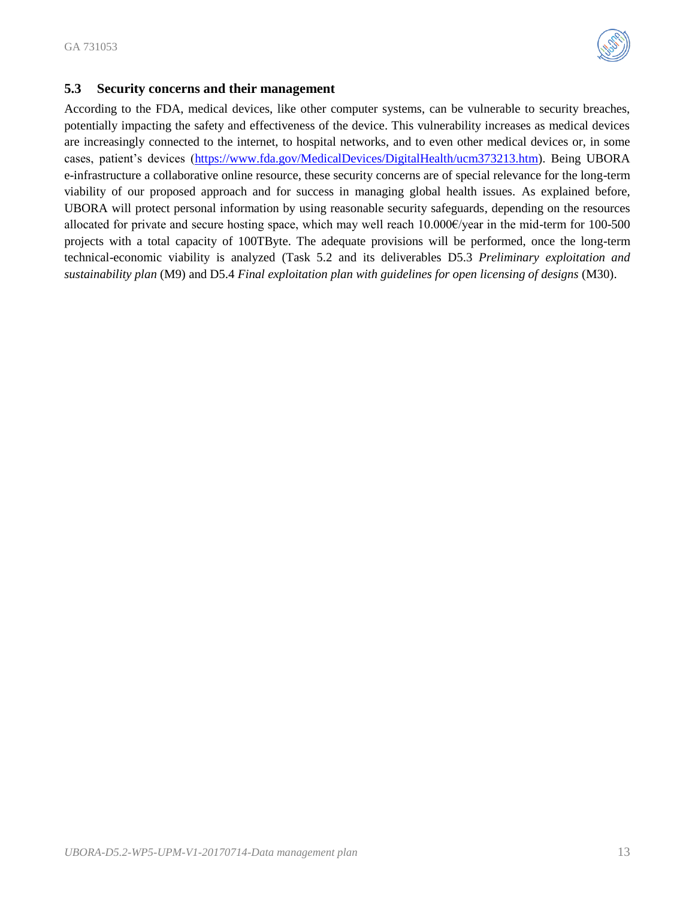### 5.3 Security concerns and their management

According to the FDA, medical devices, like other computer systems, can be vulnerable to security breaches, potentially impacting the safety and effectiveness of the device. This vulnerability increases as medical devices are increasingly connected to the internet, to hospital networks, and to even other medical devices or, in some cases, patient's devices (https://www.fda.gov/MedicalDevices/DigitalHealth/ucm373213.htm). Being UBORA e-infrastructure a collaborative online resource, these security concerns are of special relevance for the long-term viability of our proposed approach and for success in managing global health issues. As explained before, UBORA will protect personal information by using reasonable security safeguards, depending on the resources allocated for private and secure hosting space, which may well reach 10.000€/year in the mid-term for 100-500 projects with a total capacity of 100TByte. The adequate provisions will be performed, once the long-term technical-economic viability is analyzed (Task 5.2 and its deliverables D5.3 *Preliminary exploitation and sustainability plan* (M9) and D5.4 *Final exploitation plan with guidelines for open licensing of designs* (M30).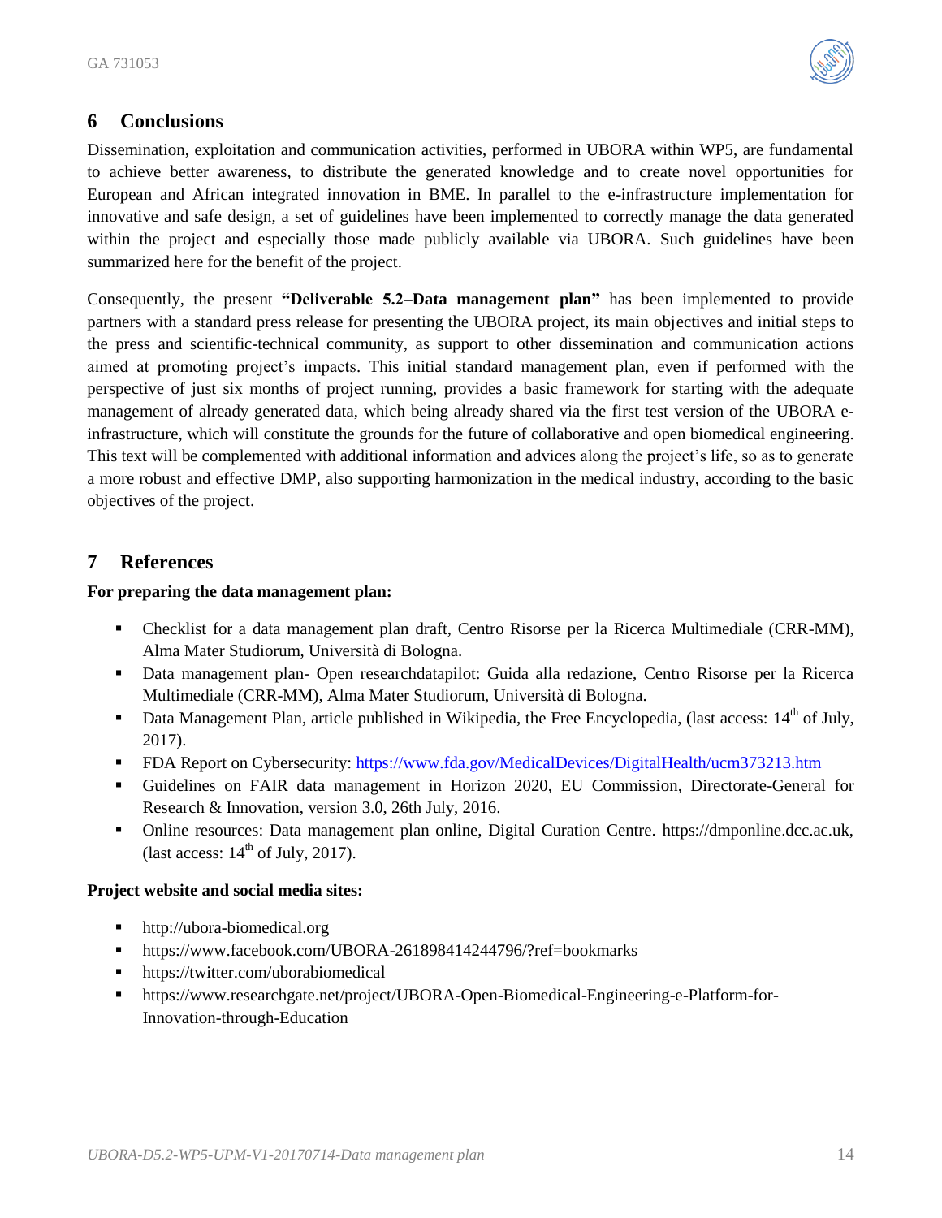# 6 Conclusions

Dissemination, exploitation and communication activities, performed in UBORA within WP5, are fundamental to achieve better awareness, to distribute the generated knowledge and to create novel opportunities for European and African integrated innovation in BME. In parallel to the e-infrastructure implementation for innovative and safe design, a set of guidelines have been implemented to correctly manage the data generated within the project and especially those made publicly available via UBORA. Such guidelines have been summarized here for the benefit of the project.

Consequently, the present **"Deliverable 5.2–Data management plan"** has been implemented to provide partners with a standard press release for presenting the UBORA project, its main objectives and initial steps to the press and scientific-technical community, as support to other dissemination and communication actions aimed at promoting project's impacts. This initial standard management plan, even if performed with the perspective of just six months of project running, provides a basic framework for starting with the adequate management of already generated data, which being already shared via the first test version of the UBORA e-infrastructure, which will constitute the grounds for the future of collaborative and open biomedical engineering. This text will be complemented with additional information and advices along the project's life, so as to generate a more robust and effective DMP, also supporting harmonization in the medical industry, according to the basic objectives of the project.

# 7 References

**For preparing the data management plan:**

- Checklist for a data management plan draft, Centro Risorse per la Ricerca Multimediale (CRR-MM), Alma Mater Studiorum, Università di Bologna.
- Data management plan- Open researchdatapilot: Guida alla redazione, Centro Risorse per la Ricerca Multimediale (CRR-MM), Alma Mater Studiorum, Università di Bologna.
- Data Management Plan, article published in Wikipedia, the Free Encyclopedia, (last access: 14th of July, 2017).
- FDA Report on Cybersecurity: https://www.fda.gov/MedicalDevices/DigitalHealth/ucm373213.htm
- Guidelines on FAIR data management in Horizon 2020, EU Commission, Directorate-General for Research & Innovation, version 3.0, 26th July, 2016.
- Online resources: Data management plan online, Digital Curation Centre. https://dmponline.dcc.ac.uk, (last access: 14th of July, 2017).

**Project website and social media sites:**

- http://ubora-biomedical.org
- https://www.facebook.com/UBORA-261898414244796/?ref=bookmarks
- https://twitter.com/uborabiomedical
- https://www.researchgate.net/project/UBORA-Open-Biomedical-Engineering-e-Platform-for-Innovation-through-Education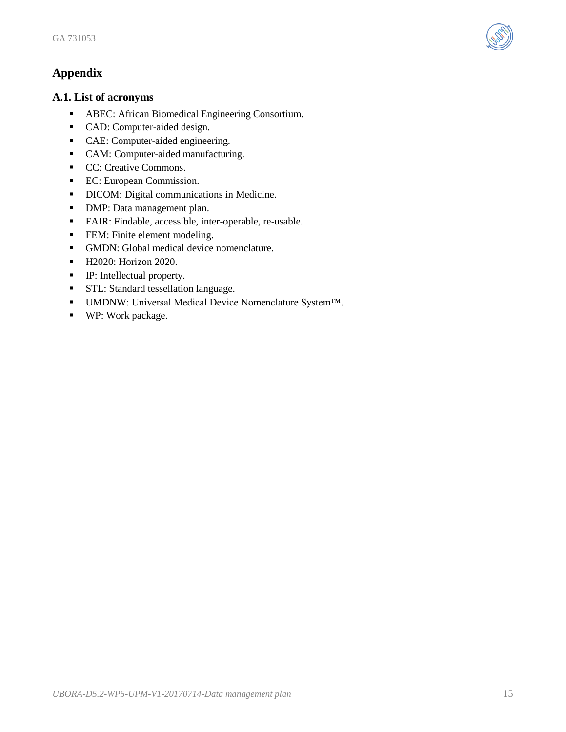# Appendix

## A.1. List of acronyms

- ABEC: African Biomedical Engineering Consortium.
- CAD: Computer-aided design.
- CAE: Computer-aided engineering.
- CAM: Computer-aided manufacturing.
- CC: Creative Commons.
- EC: European Commission.
- DICOM: Digital communications in Medicine.
- DMP: Data management plan.
- FAIR: Findable, accessible, inter-operable, re-usable.
- FEM: Finite element modeling.
- GMDN: Global medical device nomenclature.
- H2020: Horizon 2020.
- IP: Intellectual property.
- STL: Standard tessellation language.
- UMDNW: Universal Medical Device Nomenclature System™.
- WP: Work package.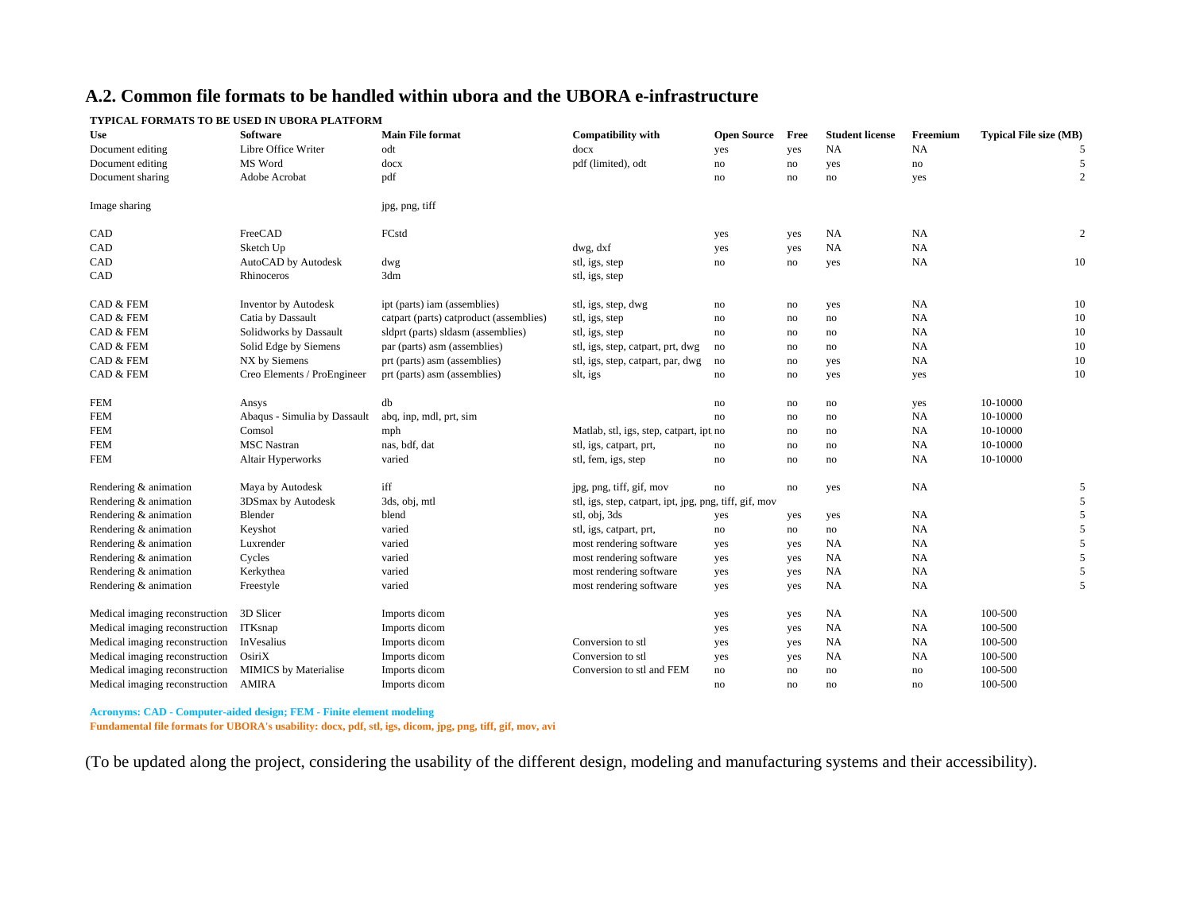## A.2. Common file formats to be handled within ubora and the UBORA e-infrastructure

**TYPICAL FORMATS TO BE USED IN UBORA PLATFORM**

| Use | Software | Main File format | Compatibility with | Open Source | Free | Student license | Freemium | Typical File size (MB) |
|---|---|---|---|---|---|---|---|---|
| Document editing | Libre Office Writer | odt | docx | yes | yes | NA | NA | 5 |
| Document editing | MS Word | docx | pdf (limited), odt | no | no | yes | no | 5 |
| Document sharing | Adobe Acrobat | pdf | | no | no | no | yes | 2 |
| Image sharing | | jpg, png, tiff | | | | | | |
| CAD | FreeCAD | FCstd | | yes | yes | NA | NA | 2 |
| CAD | Sketch Up | | dwg, dxf | yes | yes | NA | NA | |
| CAD | AutoCAD by Autodesk | dwg | stl, igs, step | no | no | yes | NA | 10 |
| CAD | Rhinoceros | 3dm | stl, igs, step | | | | | |
| CAD & FEM | Inventor by Autodesk | ipt (parts) iam (assemblies) | stl, igs, step, dwg | no | no | yes | NA | 10 |
| CAD & FEM | Catia by Dassault | catpart (parts) catproduct (assemblies) | stl, igs, step | no | no | no | NA | 10 |
| CAD & FEM | Solidworks by Dassault | sldprt (parts) sldasm (assemblies) | stl, igs, step | no | no | no | NA | 10 |
| CAD & FEM | Solid Edge by Siemens | par (parts) asm (assemblies) | stl, igs, step, catpart, prt, dwg | no | no | no | NA | 10 |
| CAD & FEM | NX by Siemens | prt (parts) asm (assemblies) | stl, igs, step, catpart, par, dwg | no | no | yes | NA | 10 |
| CAD & FEM | Creo Elements / ProEngineer | prt (parts) asm (assemblies) | slt, igs | no | no | yes | yes | 10 |
| FEM | Ansys | db | | no | no | no | yes | 10-10000 |
| FEM | Abaqus - Simulia by Dassault | abq, inp, mdl, prt, sim | | no | no | no | NA | 10-10000 |
| FEM | Comsol | mph | Matlab, stl, igs, step, catpart, ipt | no | no | no | NA | 10-10000 |
| FEM | MSC Nastran | nas, bdf, dat | stl, igs, catpart, prt, | no | no | no | NA | 10-10000 |
| FEM | Altair Hyperworks | varied | stl, fem, igs, step | no | no | no | NA | 10-10000 |
| Rendering & animation | Maya by Autodesk | iff | jpg, png, tiff, gif, mov | no | no | yes | NA | 5 |
| Rendering & animation | 3DSmax by Autodesk | 3ds, obj, mtl | stl, igs, step, catpart, ipt, jpg, png, tiff, gif, mov | | | | | 5 |
| Rendering & animation | Blender | blend | stl, obj, 3ds | yes | yes | yes | NA | 5 |
| Rendering & animation | Keyshot | varied | stl, igs, catpart, prt, | no | no | no | NA | 5 |
| Rendering & animation | Luxrender | varied | most rendering software | yes | yes | NA | NA | 5 |
| Rendering & animation | Cycles | varied | most rendering software | yes | yes | NA | NA | 5 |
| Rendering & animation | Kerkythea | varied | most rendering software | yes | yes | NA | NA | 5 |
| Rendering & animation | Freestyle | varied | most rendering software | yes | yes | NA | NA | 5 |
| Medical imaging reconstruction | 3D Slicer | Imports dicom | | yes | yes | NA | NA | 100-500 |
| Medical imaging reconstruction | ITKsnap | Imports dicom | | yes | yes | NA | NA | 100-500 |
| Medical imaging reconstruction | InVesalius | Imports dicom | Conversion to stl | yes | yes | NA | NA | 100-500 |
| Medical imaging reconstruction | OsiriX | Imports dicom | Conversion to stl | yes | yes | NA | NA | 100-500 |
| Medical imaging reconstruction | MIMICS by Materialise | Imports dicom | Conversion to stl and FEM | no | no | no | no | 100-500 |
| Medical imaging reconstruction | AMIRA | Imports dicom | | no | no | no | no | 100-500 |

**Acronyms: CAD - Computer-aided design; FEM - Finite element modeling**

**Fundamental file formats for UBORA's usability: docx, pdf, stl, igs, dicom, jpg, png, tiff, gif, mov, avi**

(To be updated along the project, considering the usability of the different design, modeling and manufacturing systems and their accessibility).